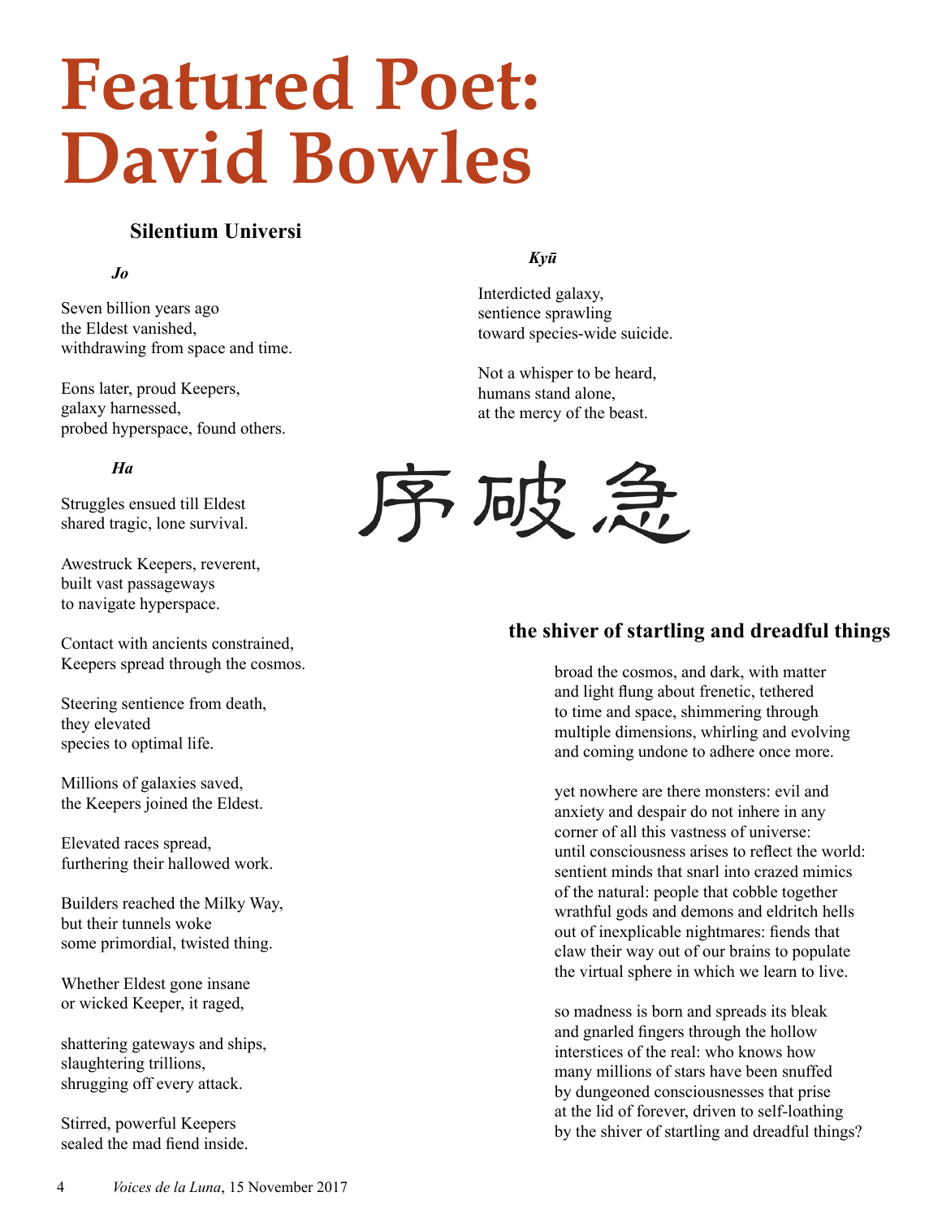# Featured Poet: David Bowles

## Silentium Universi

*Jo*

Seven billion years ago
the Eldest vanished,
withdrawing from space and time.

Eons later, proud Keepers,
galaxy harnessed,
probed hyperspace, found others.

*Ha*

Struggles ensued till Eldest
shared tragic, lone survival.

Awestruck Keepers, reverent,
built vast passageways
to navigate hyperspace.

Contact with ancients constrained,
Keepers spread through the cosmos.

Steering sentience from death,
they elevated
species to optimal life.

Millions of galaxies saved,
the Keepers joined the Eldest.

Elevated races spread,
furthering their hallowed work.

Builders reached the Milky Way,
but their tunnels woke
some primordial, twisted thing.

Whether Eldest gone insane
or wicked Keeper, it raged,

shattering gateways and ships,
slaughtering trillions,
shrugging off every attack.

Stirred, powerful Keepers
sealed the mad fiend inside.

*Kyū*

Interdicted galaxy,
sentience sprawling
toward species-wide suicide.

Not a whisper to be heard,
humans stand alone,
at the mercy of the beast.

序破急

## the shiver of startling and dreadful things

broad the cosmos, and dark, with matter
and light flung about frenetic, tethered
to time and space, shimmering through
multiple dimensions, whirling and evolving
and coming undone to adhere once more.

yet nowhere are there monsters: evil and
anxiety and despair do not inhere in any
corner of all this vastness of universe:
until consciousness arises to reflect the world:
sentient minds that snarl into crazed mimics
of the natural: people that cobble together
wrathful gods and demons and eldritch hells
out of inexplicable nightmares: fiends that
claw their way out of our brains to populate
the virtual sphere in which we learn to live.

so madness is born and spreads its bleak
and gnarled fingers through the hollow
interstices of the real: who knows how
many millions of stars have been snuffed
by dungeoned consciousnesses that prise
at the lid of forever, driven to self-loathing
by the shiver of startling and dreadful things?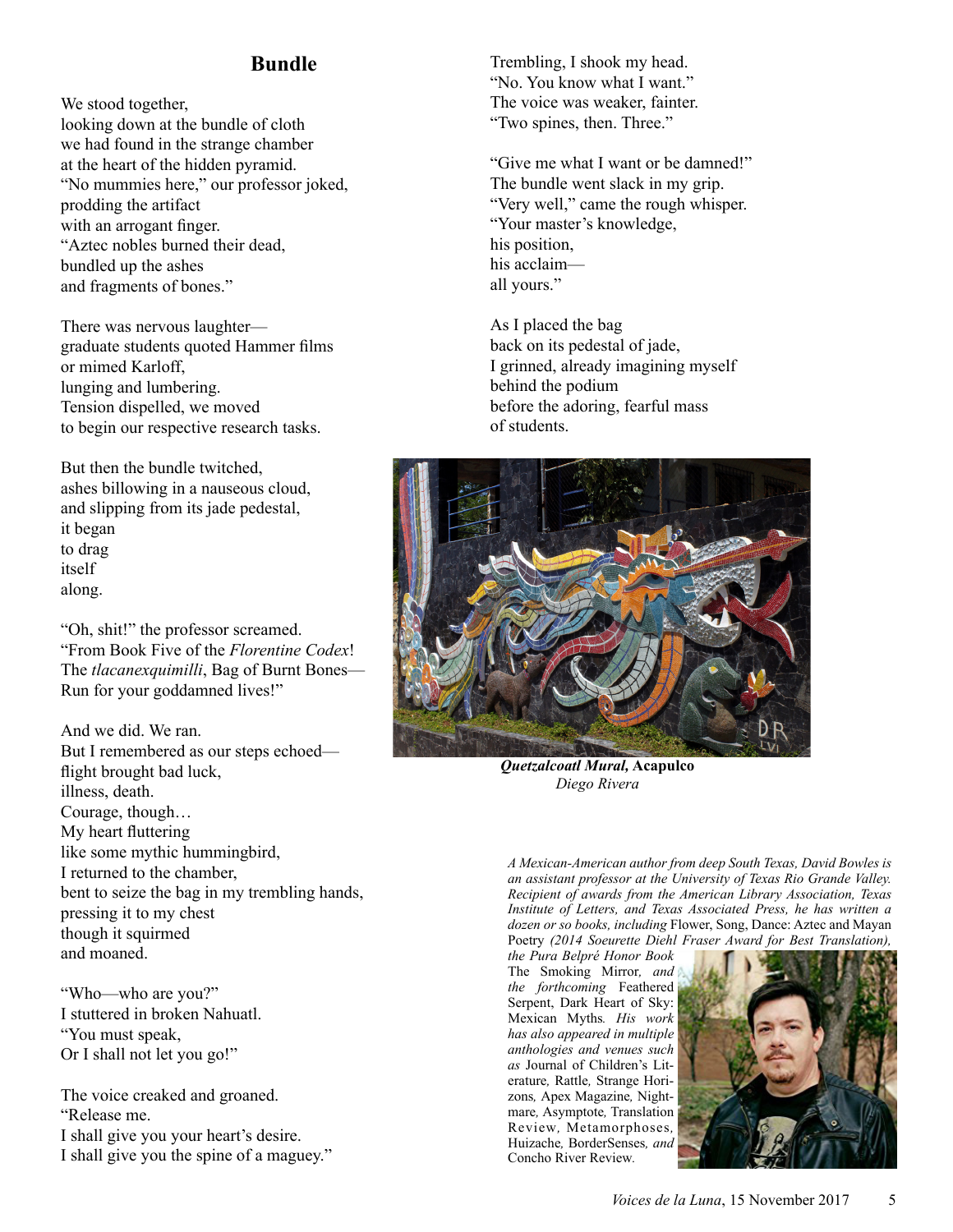## Bundle

We stood together,
looking down at the bundle of cloth
we had found in the strange chamber
at the heart of the hidden pyramid.
"No mummies here," our professor joked,
prodding the artifact
with an arrogant finger.
"Aztec nobles burned their dead,
bundled up the ashes
and fragments of bones."

There was nervous laughter—
graduate students quoted Hammer films
or mimed Karloff,
lunging and lumbering.
Tension dispelled, we moved
to begin our respective research tasks.

But then the bundle twitched,
ashes billowing in a nauseous cloud,
and slipping from its jade pedestal,
it began
to drag
itself
along.

"Oh, shit!" the professor screamed.
"From Book Five of the *Florentine Codex*!
The *tlacanexquimilli*, Bag of Burnt Bones—
Run for your goddamned lives!"

And we did. We ran.
But I remembered as our steps echoed—
flight brought bad luck,
illness, death.
Courage, though…
My heart fluttering
like some mythic hummingbird,
I returned to the chamber,
bent to seize the bag in my trembling hands,
pressing it to my chest
though it squirmed
and moaned.

"Who—who are you?"
I stuttered in broken Nahuatl.
"You must speak,
Or I shall not let you go!"

The voice creaked and groaned.
"Release me.
I shall give you your heart's desire.
I shall give you the spine of a maguey."

Trembling, I shook my head.
"No. You know what I want."
The voice was weaker, fainter.
"Two spines, then. Three."

"Give me what I want or be damned!"
The bundle went slack in my grip.
"Very well," came the rough whisper.
"Your master's knowledge,
his position,
his acclaim—
all yours."

As I placed the bag
back on its pedestal of jade,
I grinned, already imagining myself
behind the podium
before the adoring, fearful mass
of students.

***Quetzalcoatl Mural,*** **Acapulco**
*Diego Rivera*

*A Mexican-American author from deep South Texas, David Bowles is an assistant professor at the University of Texas Rio Grande Valley. Recipient of awards from the American Library Association, Texas Institute of Letters, and Texas Associated Press, he has written a dozen or so books, including* Flower, Song, Dance: Aztec and Mayan Poetry *(2014 Soeurette Diehl Fraser Award for Best Translation), the Pura Belpré Honor Book* The Smoking Mirror, *and the forthcoming* Feathered Serpent, Dark Heart of Sky: Mexican Myths. *His work has also appeared in multiple anthologies and venues such as* Journal of Children's Literature, Rattle, Strange Horizons, Apex Magazine, Nightmare, Asymptote, Translation Review, Metamorphoses, Huizache, BorderSenses, *and* Concho River Review.